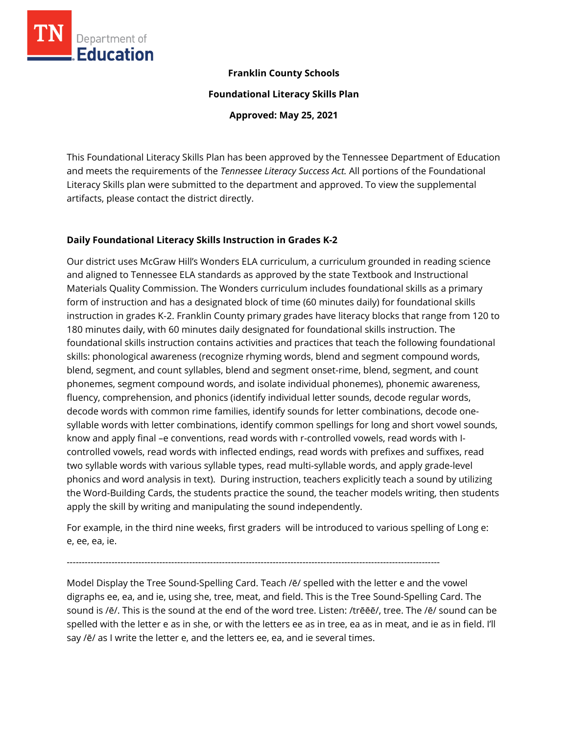**Franklin County Schools**

**Foundational Literacy Skills Plan**

**Approved: May 25, 2021**

This Foundational Literacy Skills Plan has been approved by the Tennessee Department of Education and meets the requirements of the *Tennessee Literacy Success Act.* All portions of the Foundational Literacy Skills plan were submitted to the department and approved. To view the supplemental artifacts, please contact the district directly.

## Daily Foundational Literacy Skills Instruction in Grades K-2

Our district uses McGraw Hill's Wonders ELA curriculum, a curriculum grounded in reading science and aligned to Tennessee ELA standards as approved by the state Textbook and Instructional Materials Quality Commission. The Wonders curriculum includes foundational skills as a primary form of instruction and has a designated block of time (60 minutes daily) for foundational skills instruction in grades K-2. Franklin County primary grades have literacy blocks that range from 120 to 180 minutes daily, with 60 minutes daily designated for foundational skills instruction. The foundational skills instruction contains activities and practices that teach the following foundational skills: phonological awareness (recognize rhyming words, blend and segment compound words, blend, segment, and count syllables, blend and segment onset-rime, blend, segment, and count phonemes, segment compound words, and isolate individual phonemes), phonemic awareness, fluency, comprehension, and phonics (identify individual letter sounds, decode regular words, decode words with common rime families, identify sounds for letter combinations, decode one-syllable words with letter combinations, identify common spellings for long and short vowel sounds, know and apply final –e conventions, read words with r-controlled vowels, read words with l-controlled vowels, read words with inflected endings, read words with prefixes and suffixes, read two syllable words with various syllable types, read multi-syllable words, and apply grade-level phonics and word analysis in text). During instruction, teachers explicitly teach a sound by utilizing the Word-Building Cards, the students practice the sound, the teacher models writing, then students apply the skill by writing and manipulating the sound independently.

For example, in the third nine weeks, first graders will be introduced to various spelling of Long e: e, ee, ea, ie.

---

Model Display the Tree Sound-Spelling Card. Teach /ē/ spelled with the letter e and the vowel digraphs ee, ea, and ie, using she, tree, meat, and field. This is the Tree Sound-Spelling Card. The sound is /ē/. This is the sound at the end of the word tree. Listen: /trēēē/, tree. The /ē/ sound can be spelled with the letter e as in she, or with the letters ee as in tree, ea as in meat, and ie as in field. I'll say /ē/ as I write the letter e, and the letters ee, ea, and ie several times.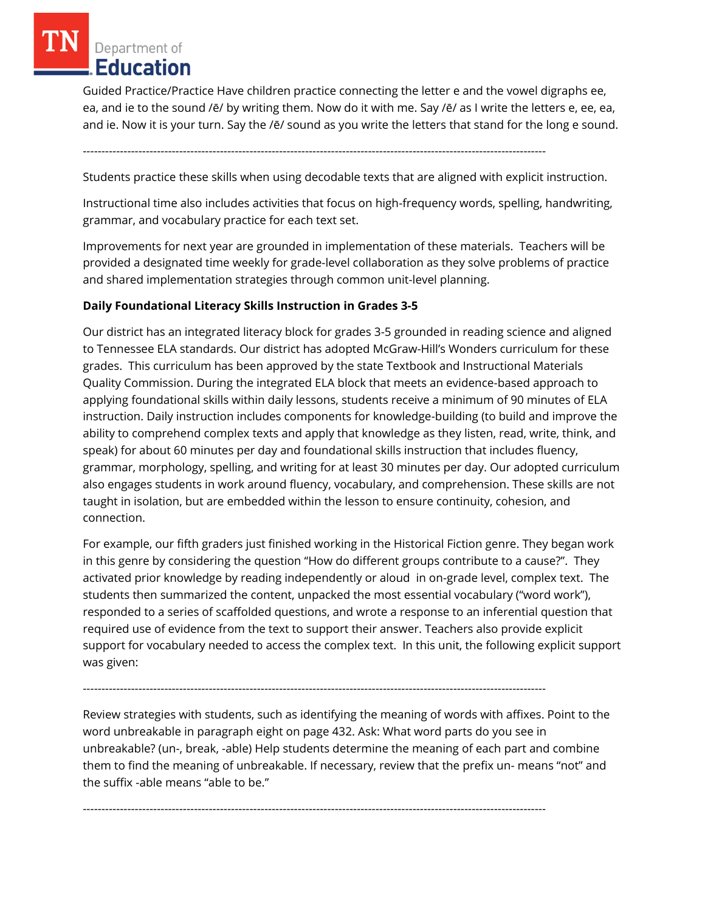Guided Practice/Practice Have children practice connecting the letter e and the vowel digraphs ee, ea, and ie to the sound /ē/ by writing them. Now do it with me. Say /ē/ as I write the letters e, ee, ea, and ie. Now it is your turn. Say the /ē/ sound as you write the letters that stand for the long e sound.

---------------------------------------------------------------------------------------------------------------------------

Students practice these skills when using decodable texts that are aligned with explicit instruction.

Instructional time also includes activities that focus on high-frequency words, spelling, handwriting, grammar, and vocabulary practice for each text set.

Improvements for next year are grounded in implementation of these materials. Teachers will be provided a designated time weekly for grade-level collaboration as they solve problems of practice and shared implementation strategies through common unit-level planning.

**Daily Foundational Literacy Skills Instruction in Grades 3-5**

Our district has an integrated literacy block for grades 3-5 grounded in reading science and aligned to Tennessee ELA standards. Our district has adopted McGraw-Hill's Wonders curriculum for these grades. This curriculum has been approved by the state Textbook and Instructional Materials Quality Commission. During the integrated ELA block that meets an evidence-based approach to applying foundational skills within daily lessons, students receive a minimum of 90 minutes of ELA instruction. Daily instruction includes components for knowledge-building (to build and improve the ability to comprehend complex texts and apply that knowledge as they listen, read, write, think, and speak) for about 60 minutes per day and foundational skills instruction that includes fluency, grammar, morphology, spelling, and writing for at least 30 minutes per day. Our adopted curriculum also engages students in work around fluency, vocabulary, and comprehension. These skills are not taught in isolation, but are embedded within the lesson to ensure continuity, cohesion, and connection.

For example, our fifth graders just finished working in the Historical Fiction genre. They began work in this genre by considering the question "How do different groups contribute to a cause?". They activated prior knowledge by reading independently or aloud in on-grade level, complex text. The students then summarized the content, unpacked the most essential vocabulary ("word work"), responded to a series of scaffolded questions, and wrote a response to an inferential question that required use of evidence from the text to support their answer. Teachers also provide explicit support for vocabulary needed to access the complex text. In this unit, the following explicit support was given:

---------------------------------------------------------------------------------------------------------------------------

Review strategies with students, such as identifying the meaning of words with affixes. Point to the word unbreakable in paragraph eight on page 432. Ask: What word parts do you see in unbreakable? (un-, break, -able) Help students determine the meaning of each part and combine them to find the meaning of unbreakable. If necessary, review that the prefix un- means "not" and the suffix -able means "able to be."

---------------------------------------------------------------------------------------------------------------------------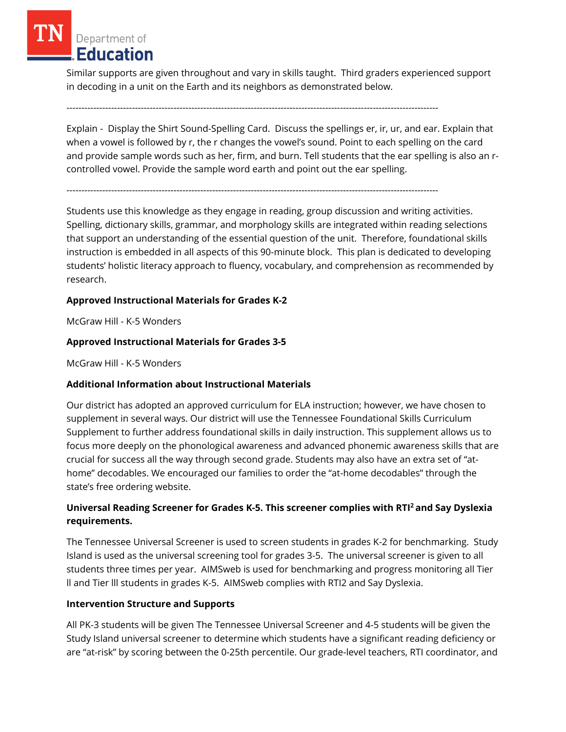Similar supports are given throughout and vary in skills taught. Third graders experienced support in decoding in a unit on the Earth and its neighbors as demonstrated below.

---

Explain - Display the Shirt Sound-Spelling Card. Discuss the spellings er, ir, ur, and ear. Explain that when a vowel is followed by r, the r changes the vowel's sound. Point to each spelling on the card and provide sample words such as her, firm, and burn. Tell students that the ear spelling is also an r-controlled vowel. Provide the sample word earth and point out the ear spelling.

---

Students use this knowledge as they engage in reading, group discussion and writing activities. Spelling, dictionary skills, grammar, and morphology skills are integrated within reading selections that support an understanding of the essential question of the unit. Therefore, foundational skills instruction is embedded in all aspects of this 90-minute block. This plan is dedicated to developing students' holistic literacy approach to fluency, vocabulary, and comprehension as recommended by research.

**Approved Instructional Materials for Grades K-2**

McGraw Hill - K-5 Wonders

**Approved Instructional Materials for Grades 3-5**

McGraw Hill - K-5 Wonders

**Additional Information about Instructional Materials**

Our district has adopted an approved curriculum for ELA instruction; however, we have chosen to supplement in several ways. Our district will use the Tennessee Foundational Skills Curriculum Supplement to further address foundational skills in daily instruction. This supplement allows us to focus more deeply on the phonological awareness and advanced phonemic awareness skills that are crucial for success all the way through second grade. Students may also have an extra set of "at-home" decodables. We encouraged our families to order the "at-home decodables" through the state's free ordering website.

**Universal Reading Screener for Grades K-5. This screener complies with RTI² and Say Dyslexia requirements.**

The Tennessee Universal Screener is used to screen students in grades K-2 for benchmarking. Study Island is used as the universal screening tool for grades 3-5. The universal screener is given to all students three times per year. AIMSweb is used for benchmarking and progress monitoring all Tier II and Tier III students in grades K-5. AIMSweb complies with RTI2 and Say Dyslexia.

**Intervention Structure and Supports**

All PK-3 students will be given The Tennessee Universal Screener and 4-5 students will be given the Study Island universal screener to determine which students have a significant reading deficiency or are "at-risk" by scoring between the 0-25th percentile. Our grade-level teachers, RTI coordinator, and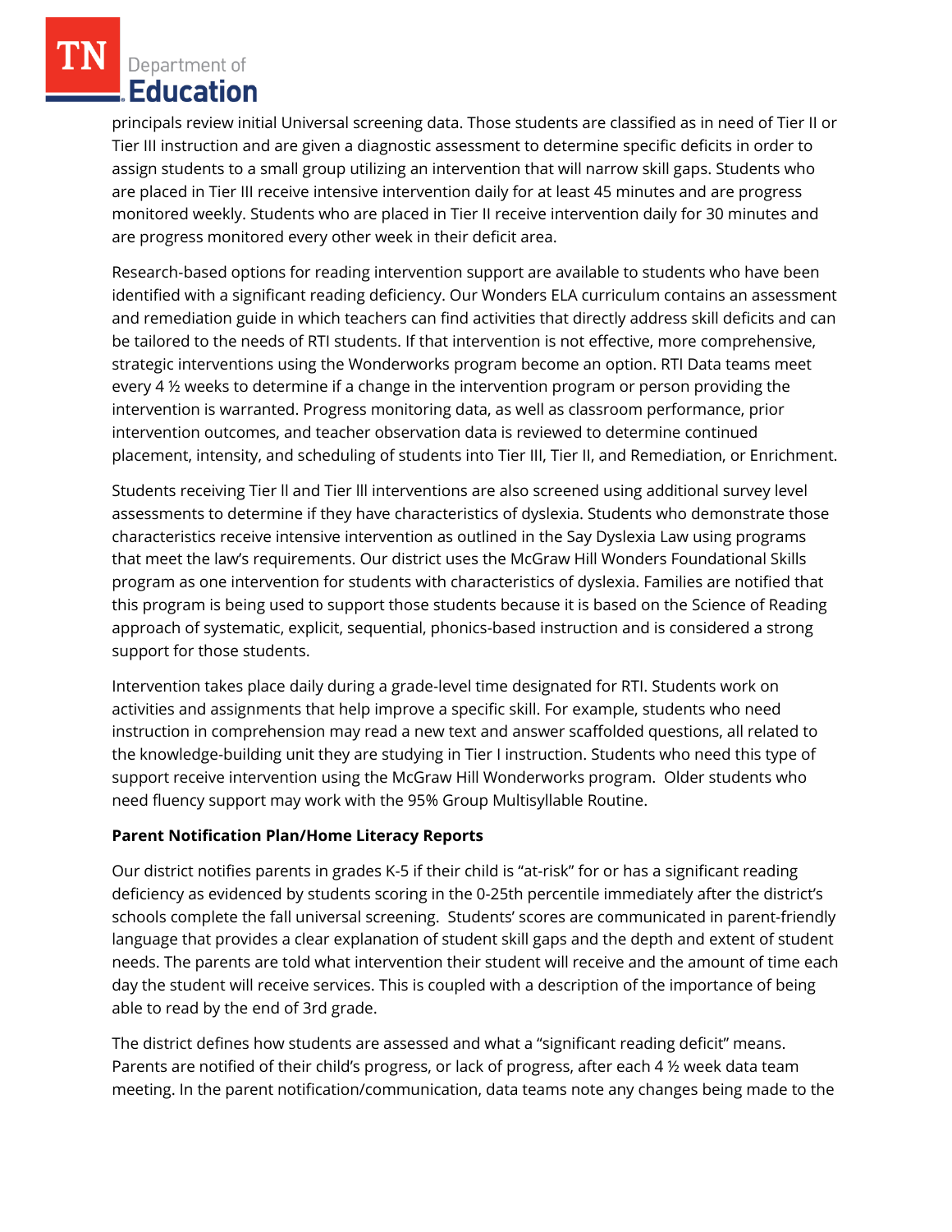principals review initial Universal screening data. Those students are classified as in need of Tier II or Tier III instruction and are given a diagnostic assessment to determine specific deficits in order to assign students to a small group utilizing an intervention that will narrow skill gaps. Students who are placed in Tier III receive intensive intervention daily for at least 45 minutes and are progress monitored weekly. Students who are placed in Tier II receive intervention daily for 30 minutes and are progress monitored every other week in their deficit area.

Research-based options for reading intervention support are available to students who have been identified with a significant reading deficiency. Our Wonders ELA curriculum contains an assessment and remediation guide in which teachers can find activities that directly address skill deficits and can be tailored to the needs of RTI students. If that intervention is not effective, more comprehensive, strategic interventions using the Wonderworks program become an option. RTI Data teams meet every 4 ½ weeks to determine if a change in the intervention program or person providing the intervention is warranted. Progress monitoring data, as well as classroom performance, prior intervention outcomes, and teacher observation data is reviewed to determine continued placement, intensity, and scheduling of students into Tier III, Tier II, and Remediation, or Enrichment.

Students receiving Tier ll and Tier lll interventions are also screened using additional survey level assessments to determine if they have characteristics of dyslexia. Students who demonstrate those characteristics receive intensive intervention as outlined in the Say Dyslexia Law using programs that meet the law's requirements. Our district uses the McGraw Hill Wonders Foundational Skills program as one intervention for students with characteristics of dyslexia. Families are notified that this program is being used to support those students because it is based on the Science of Reading approach of systematic, explicit, sequential, phonics-based instruction and is considered a strong support for those students.

Intervention takes place daily during a grade-level time designated for RTI. Students work on activities and assignments that help improve a specific skill. For example, students who need instruction in comprehension may read a new text and answer scaffolded questions, all related to the knowledge-building unit they are studying in Tier I instruction. Students who need this type of support receive intervention using the McGraw Hill Wonderworks program. Older students who need fluency support may work with the 95% Group Multisyllable Routine.

**Parent Notification Plan/Home Literacy Reports**

Our district notifies parents in grades K-5 if their child is "at-risk" for or has a significant reading deficiency as evidenced by students scoring in the 0-25th percentile immediately after the district's schools complete the fall universal screening. Students' scores are communicated in parent-friendly language that provides a clear explanation of student skill gaps and the depth and extent of student needs. The parents are told what intervention their student will receive and the amount of time each day the student will receive services. This is coupled with a description of the importance of being able to read by the end of 3rd grade.

The district defines how students are assessed and what a "significant reading deficit" means. Parents are notified of their child's progress, or lack of progress, after each 4 ½ week data team meeting. In the parent notification/communication, data teams note any changes being made to the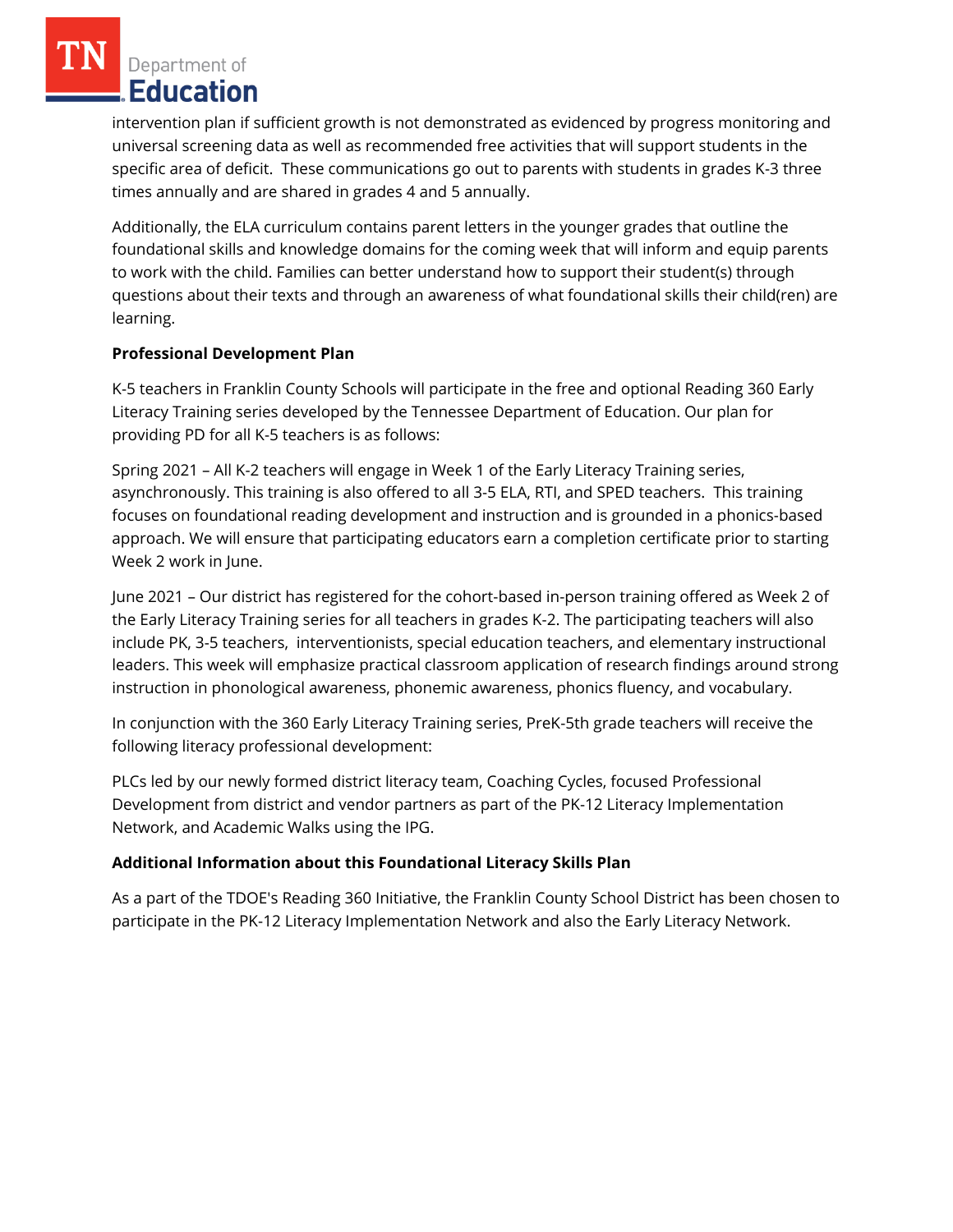intervention plan if sufficient growth is not demonstrated as evidenced by progress monitoring and universal screening data as well as recommended free activities that will support students in the specific area of deficit. These communications go out to parents with students in grades K-3 three times annually and are shared in grades 4 and 5 annually.

Additionally, the ELA curriculum contains parent letters in the younger grades that outline the foundational skills and knowledge domains for the coming week that will inform and equip parents to work with the child. Families can better understand how to support their student(s) through questions about their texts and through an awareness of what foundational skills their child(ren) are learning.

**Professional Development Plan**

K-5 teachers in Franklin County Schools will participate in the free and optional Reading 360 Early Literacy Training series developed by the Tennessee Department of Education. Our plan for providing PD for all K-5 teachers is as follows:

Spring 2021 – All K-2 teachers will engage in Week 1 of the Early Literacy Training series, asynchronously. This training is also offered to all 3-5 ELA, RTI, and SPED teachers. This training focuses on foundational reading development and instruction and is grounded in a phonics-based approach. We will ensure that participating educators earn a completion certificate prior to starting Week 2 work in June.

June 2021 – Our district has registered for the cohort-based in-person training offered as Week 2 of the Early Literacy Training series for all teachers in grades K-2. The participating teachers will also include PK, 3-5 teachers, interventionists, special education teachers, and elementary instructional leaders. This week will emphasize practical classroom application of research findings around strong instruction in phonological awareness, phonemic awareness, phonics fluency, and vocabulary.

In conjunction with the 360 Early Literacy Training series, PreK-5th grade teachers will receive the following literacy professional development:

PLCs led by our newly formed district literacy team, Coaching Cycles, focused Professional Development from district and vendor partners as part of the PK-12 Literacy Implementation Network, and Academic Walks using the IPG.

**Additional Information about this Foundational Literacy Skills Plan**

As a part of the TDOE's Reading 360 Initiative, the Franklin County School District has been chosen to participate in the PK-12 Literacy Implementation Network and also the Early Literacy Network.